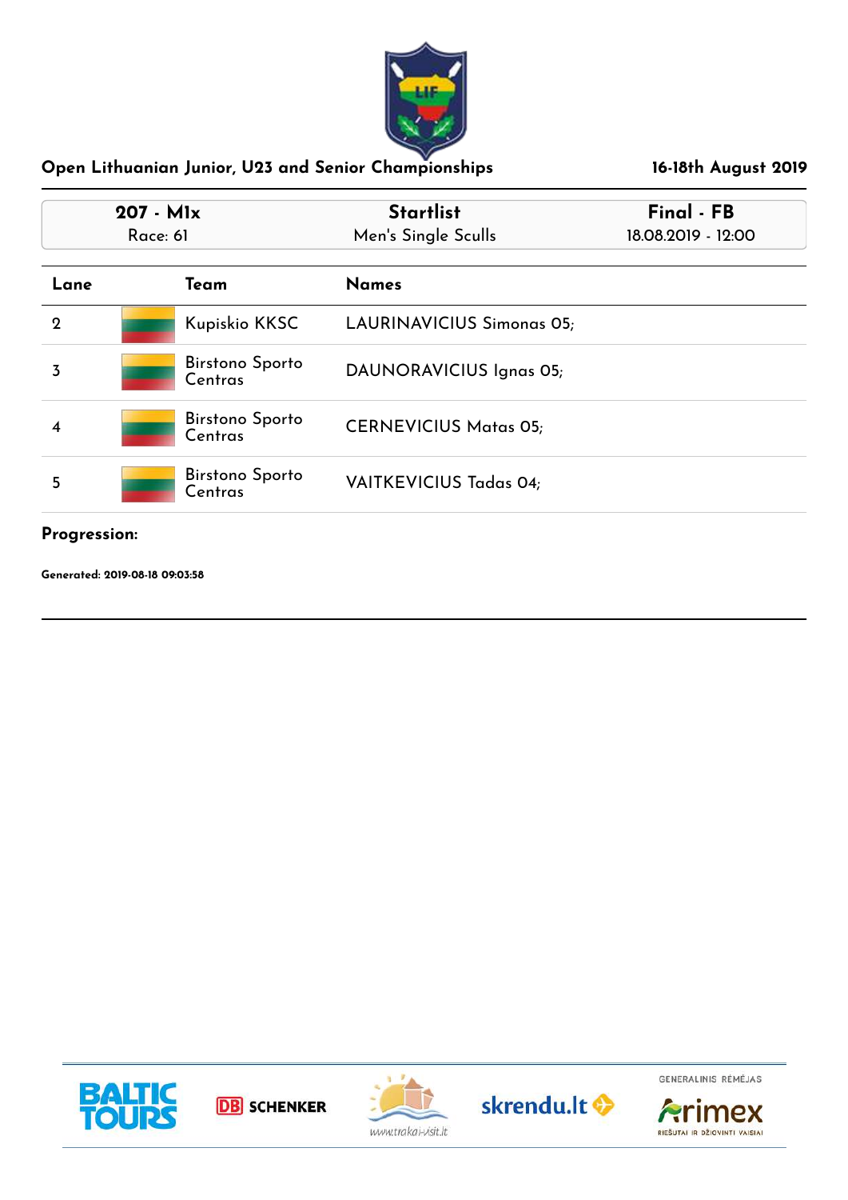# Open Lithuanian Junior, U23 and Senior Championships

**16-18th August 2019**

| 207 - M1x | Startlist | Final - FB |
|---|---|---|
| Race: 61 | Men's Single Sculls | 18.08.2019 - 12:00 |

| Lane | Team | Names |
|---|---|---|
| 2 | Kupiskio KKSC | LAURINAVICIUS Simonas 05; |
| 3 | Birstono Sporto Centras | DAUNORAVICIUS Ignas 05; |
| 4 | Birstono Sporto Centras | CERNEVICIUS Matas 05; |
| 5 | Birstono Sporto Centras | VAITKEVICIUS Tadas 04; |

**Progression:**

**Generated: 2019-08-18 09:03:58**

GENERALINIS RĖMĖJAS

Arimex

RIEŠUTAI IR DŽIOVINTI VAISIAI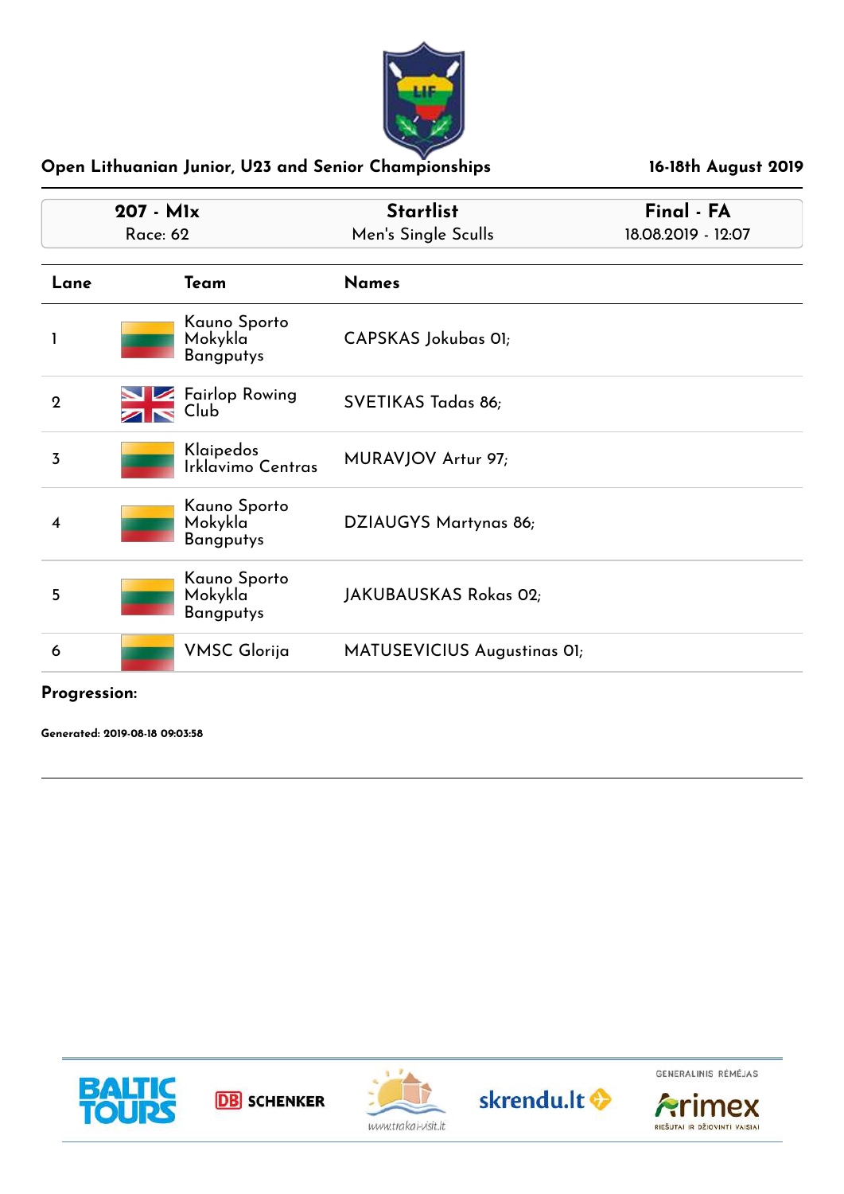## Open Lithuanian Junior, U23 and Senior Championships

**16-18th August 2019**

| **207 - M1x** | **Startlist** | **Final - FA** |
|---|---|---|
| Race: 62 | Men's Single Sculls | 18.08.2019 - 12:07 |

| Lane | Team | Names |
|---|---|---|
| 1 | Kauno Sporto Mokykla Bangputys | CAPSKAS Jokubas 01; |
| 2 | Fairlop Rowing Club | SVETIKAS Tadas 86; |
| 3 | Klaipedos Irklavimo Centras | MURAVJOV Artur 97; |
| 4 | Kauno Sporto Mokykla Bangputys | DZIAUGYS Martynas 86; |
| 5 | Kauno Sporto Mokykla Bangputys | JAKUBAUSKAS Rokas 02; |
| 6 | VMSC Glorija | MATUSEVICIUS Augustinas 01; |

**Progression:**

**Generated: 2019-08-18 09:03:58**

GENERALINIS RĖMĖJAS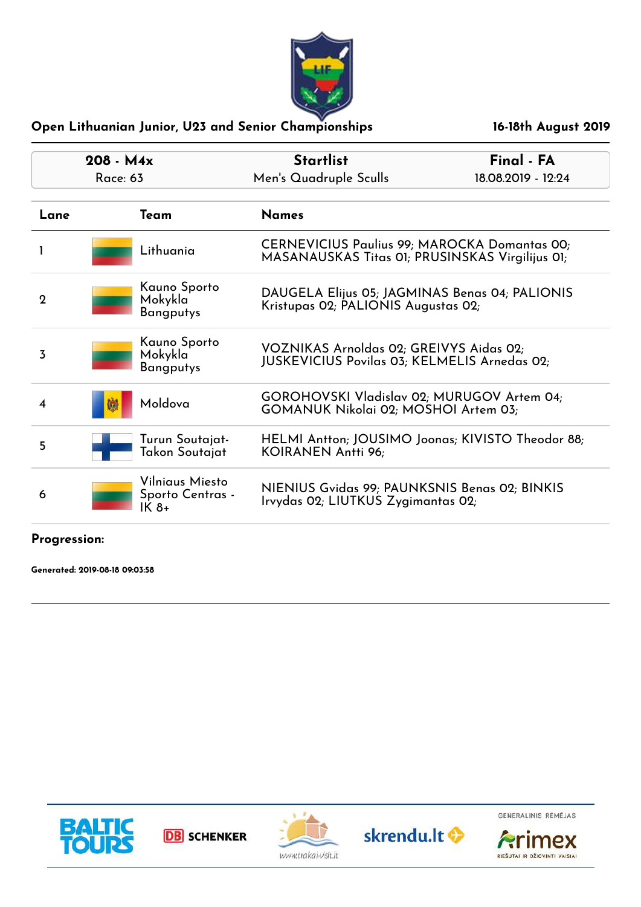## Open Lithuanian Junior, U23 and Senior Championships

16-18th August 2019

| 208 - M4x | Startlist | Final - FA |
|---|---|---|
| Race: 63 | Men's Quadruple Sculls | 18.08.2019 - 12:24 |

| Lane | Team | Names |
|---|---|---|
| 1 | Lithuania | CERNEVICIUS Paulius 99; MAROCKA Domantas 00; MASANAUSKAS Titas 01; PRUSINSKAS Virgilijus 01; |
| 2 | Kauno Sporto Mokykla Bangputys | DAUGELA Elijus 05; JAGMINAS Benas 04; PALIONIS Kristupas 02; PALIONIS Augustas 02; |
| 3 | Kauno Sporto Mokykla Bangputys | VOZNIKAS Arnoldas 02; GREIVYS Aidas 02; JUSKEVICIUS Povilas 03; KELMELIS Arnedas 02; |
| 4 | Moldova | GOROHOVSKI Vladislav 02; MURUGOV Artem 04; GOMANUK Nikolai 02; MOSHOI Artem 03; |
| 5 | Turun Soutajat-Takon Soutajat | HELMI Antton; JOUSIMO Joonas; KIVISTO Theodor 88; KOIRANEN Antti 96; |
| 6 | Vilniaus Miesto Sporto Centras - IK 8+ | NIENIUS Gvidas 99; PAUNKSNIS Benas 02; BINKIS Irvydas 02; LIUTKUS Zygimantas 02; |

**Progression:**

**Generated: 2019-08-18 09:03:58**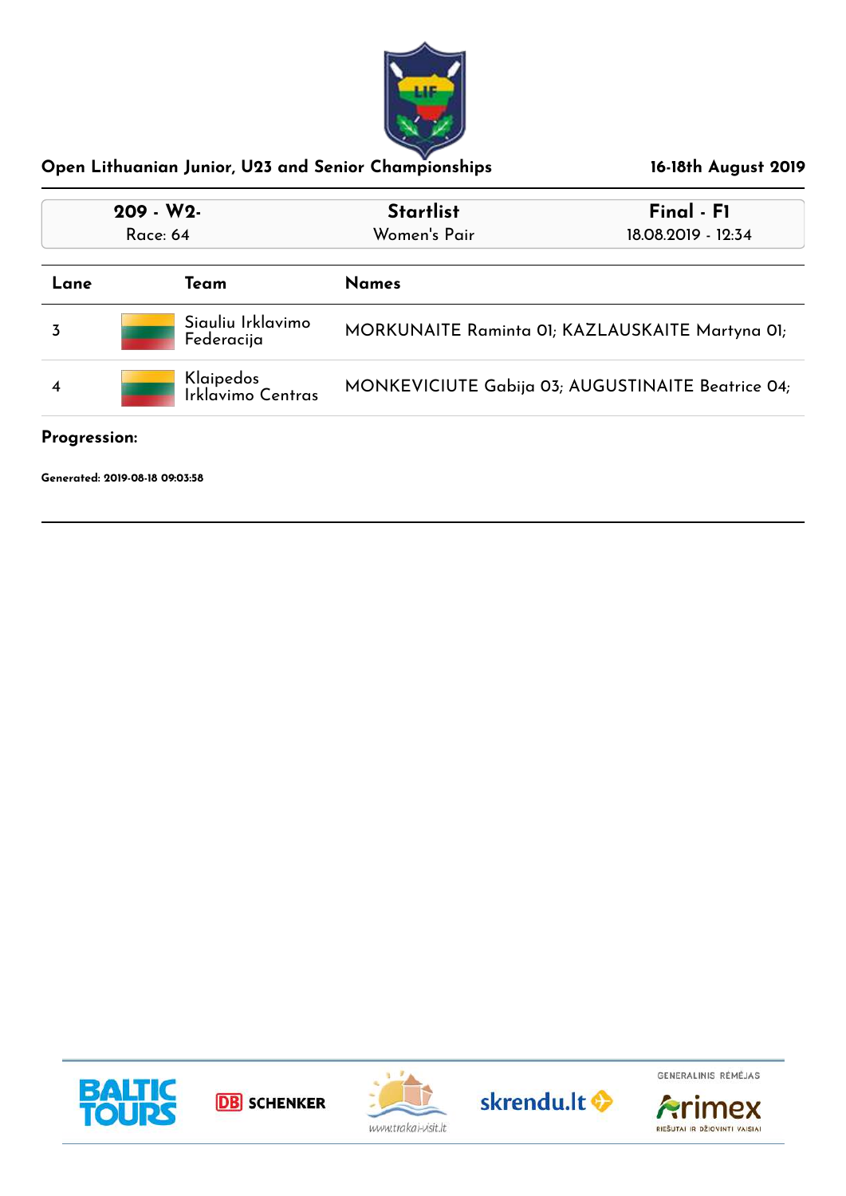# Open Lithuanian Junior, U23 and Senior Championships

16-18th August 2019

| 209 - W2- | Startlist | Final - F1 |
|---|---|---|
| Race: 64 | Women's Pair | 18.08.2019 - 12:34 |

| Lane | Team | Names |
|---|---|---|
| 3 | Siauliu Irklavimo Federacija | MORKUNAITE Raminta 01; KAZLAUSKAITE Martyna 01; |
| 4 | Klaipedos Irklavimo Centras | MONKEVICIUTE Gabija 03; AUGUSTINAITE Beatrice 04; |

**Progression:**

**Generated: 2019-08-18 09:03:58**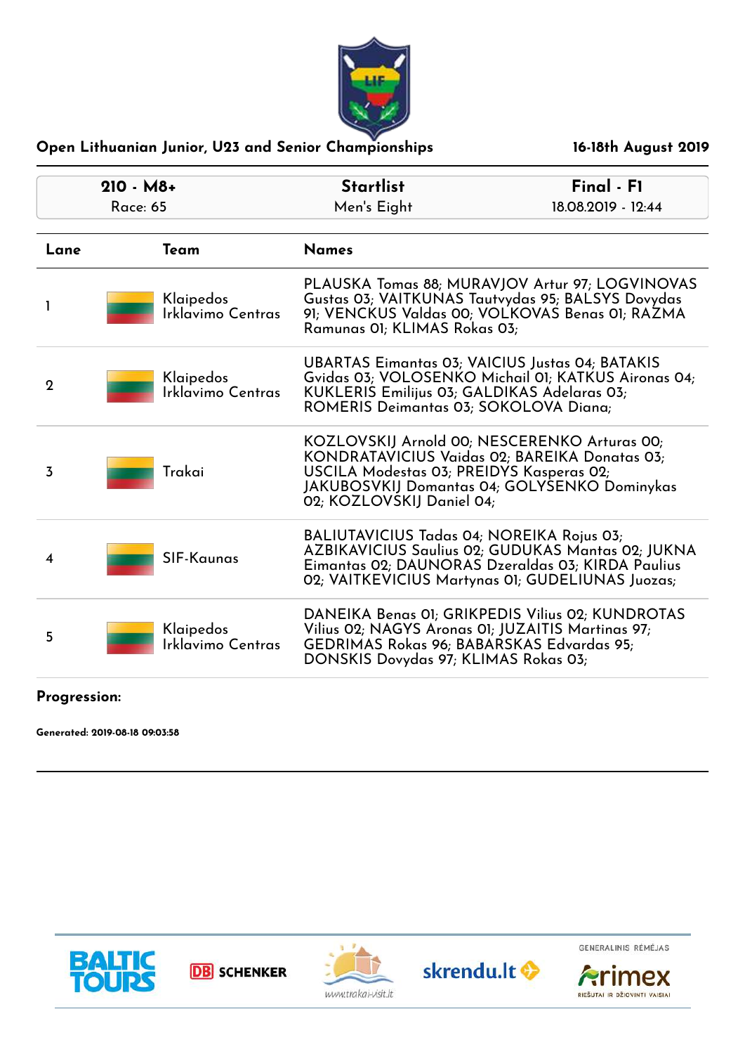**Open Lithuanian Junior, U23 and Senior Championships** — **16-18th August 2019**

| **210 - M8+** | **Startlist** | **Final - F1** |
|---|---|---|
| Race: 65 | Men's Eight | 18.08.2019 - 12:44 |

| Lane | Team | Names |
|---|---|---|
| 1 | Klaipedos Irklavimo Centras | PLAUSKA Tomas 88; MURAVJOV Artur 97; LOGVINOVAS Gustas 03; VAITKUNAS Tautvydas 95; BALSYS Dovydas 91; VENCKUS Valdas 00; VOLKOVAS Benas 01; RAZMA Ramunas 01; KLIMAS Rokas 03; |
| 2 | Klaipedos Irklavimo Centras | UBARTAS Eimantas 03; VAICIUS Justas 04; BATAKIS Gvidas 03; VOLOSENKO Michail 01; KATKUS Aironas 04; KUKLERIS Emilijus 03; GALDIKAS Adelaras 03; ROMERIS Deimantas 03; SOKOLOVA Diana; |
| 3 | Trakai | KOZLOVSKIJ Arnold 00; NESCERENKO Arturas 00; KONDRATAVICIUS Vaidas 02; BAREIKA Donatas 03; USCILA Modestas 03; PREIDYS Kasperas 02; JAKUBOSVKIJ Domantas 04; GOLYSENKO Dominykas 02; KOZLOVSKIJ Daniel 04; |
| 4 | SIF-Kaunas | BALIUTAVICIUS Tadas 04; NOREIKA Rojus 03; AZBIKAVICIUS Saulius 02; GUDUKAS Mantas 02; JUKNA Eimantas 02; DAUNORAS Dzeraldas 03; KIRDA Paulius 02; VAITKEVICIUS Martynas 01; GUDELIUNAS Juozas; |
| 5 | Klaipedos Irklavimo Centras | DANEIKA Benas 01; GRIKPEDIS Vilius 02; KUNDROTAS Vilius 02; NAGYS Aronas 01; JUZAITIS Martinas 97; GEDRIMAS Rokas 96; BABARSKAS Edvardas 95; DONSKIS Dovydas 97; KLIMAS Rokas 03; |

**Progression:**

**Generated: 2019-08-18 09:03:58**

BALTIC TOURS | DB SCHENKER | www.trakai-visit.lt | skrendu.lt | GENERALINIS RĖMĖJAS Arimex RIEŠUTAI IR DŽIOVINTI VAISIAI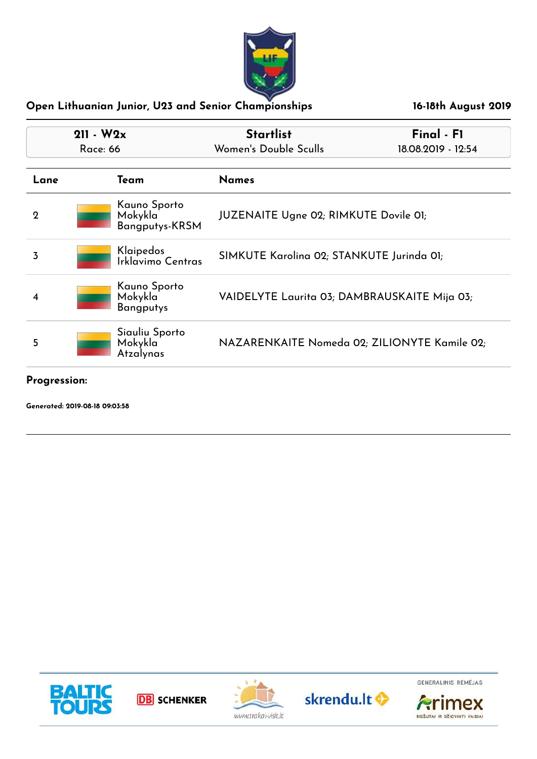**Open Lithuanian Junior, U23 and Senior Championships** — **16-18th August 2019**

| 211 - W2x | Startlist | Final - F1 |
|---|---|---|
| Race: 66 | Women's Double Sculls | 18.08.2019 - 12:54 |

| Lane | Team | Names |
|---|---|---|
| 2 | Kauno Sporto Mokykla Bangputys-KRSM | JUZENAITE Ugne 02; RIMKUTE Dovile 01; |
| 3 | Klaipedos Irklavimo Centras | SIMKUTE Karolina 02; STANKUTE Jurinda 01; |
| 4 | Kauno Sporto Mokykla Bangputys | VAIDELYTE Laurita 03; DAMBRAUSKAITE Mija 03; |
| 5 | Siauliu Sporto Mokykla Atzalynas | NAZARENKAITE Nomeda 02; ZILIONYTE Kamile 02; |

**Progression:**

**Generated: 2019-08-18 09:03:58**

GENERALINIS RĖMĖJAS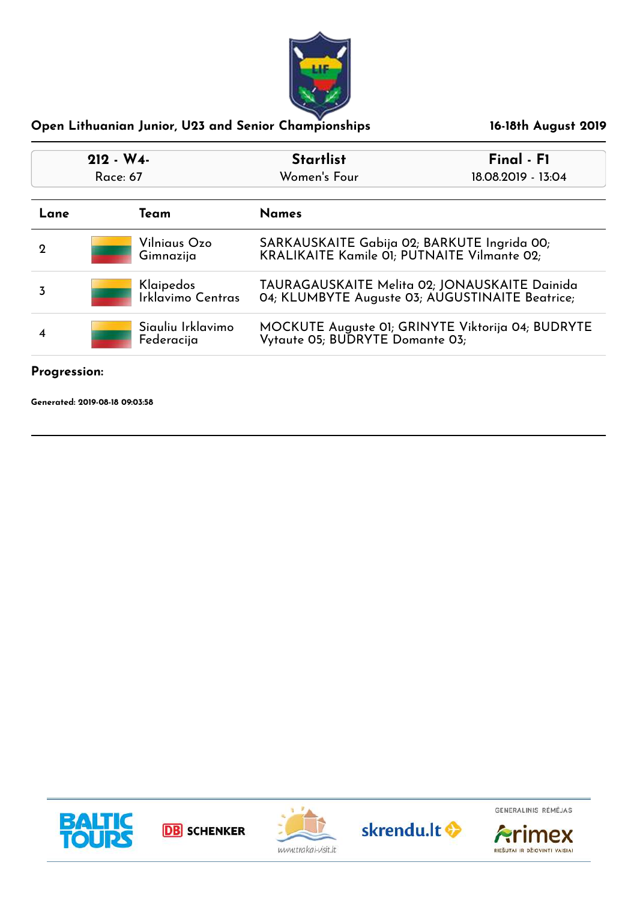## Open Lithuanian Junior, U23 and Senior Championships

**16-18th August 2019**

| 212 - W4- Race: 67 | Startlist Women's Four | Final - F1 18.08.2019 - 13:04 |
|---|---|---|

| Lane | Team | Names |
|---|---|---|
| 2 | Vilniaus Ozo Gimnazija | SARKAUSKAITE Gabija 02; BARKUTE Ingrida 00; KRALIKAITE Kamile 01; PUTNAITE Vilmante 02; |
| 3 | Klaipedos Irklavimo Centras | TAURAGAUSKAITE Melita 02; JONAUSKAITE Dainida 04; KLUMBYTE Auguste 03; AUGUSTINAITE Beatrice; |
| 4 | Siauliu Irklavimo Federacija | MOCKUTE Auguste 01; GRINYTE Viktorija 04; BUDRYTE Vytaute 05; BUDRYTE Domante 03; |

**Progression:**

**Generated: 2019-08-18 09:03:58**

BALTIC TOURS | DB SCHENKER | www.trakai-visit.lt | skrendu.lt | GENERALINIS RĖMĖJAS Arimex RIEŠUTAI IR DŽIOVINTI VAISIAI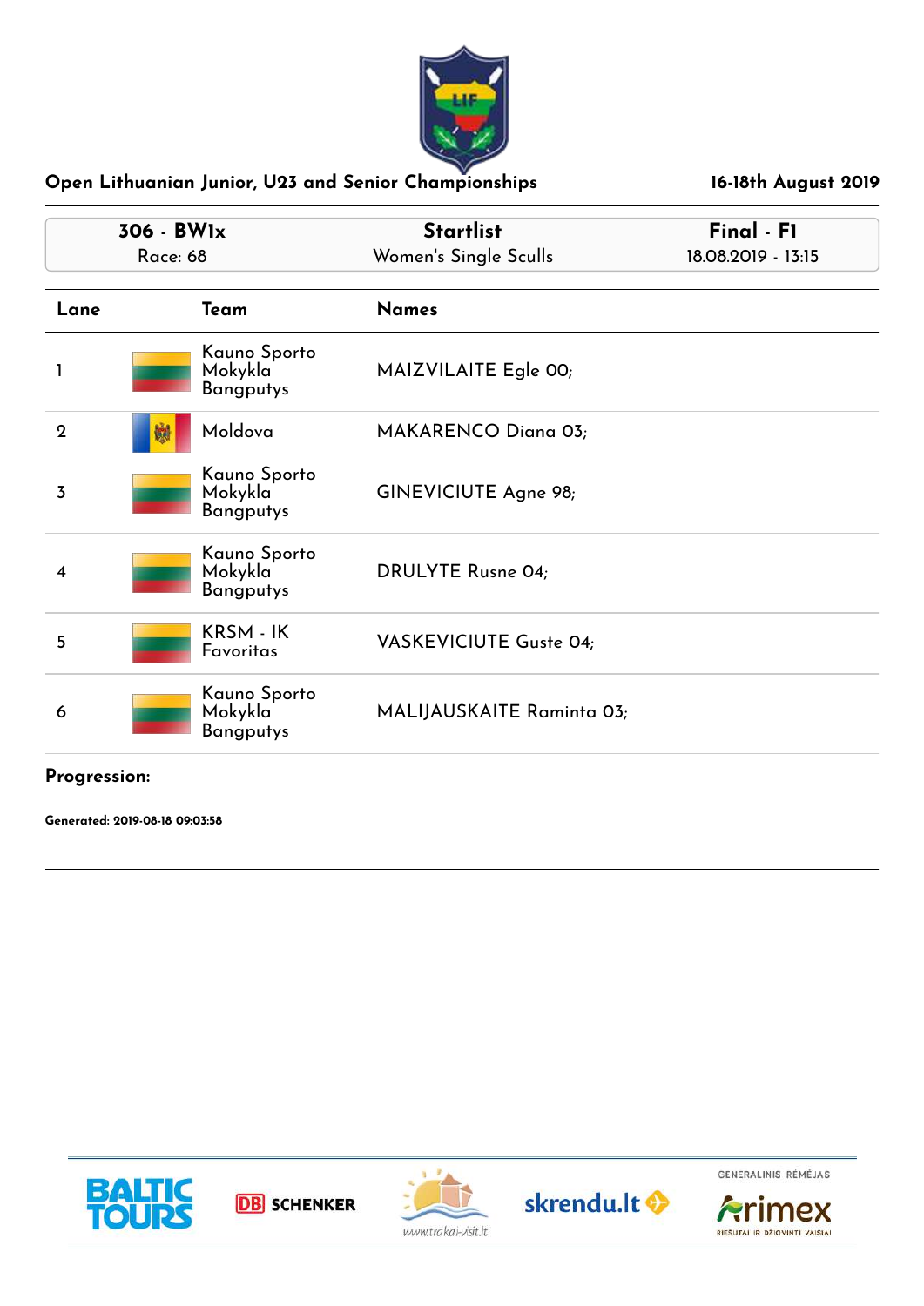## Open Lithuanian Junior, U23 and Senior Championships

**16-18th August 2019**

| 306 - BW1x | Startlist | Final - F1 |
|---|---|---|
| Race: 68 | Women's Single Sculls | 18.08.2019 - 13:15 |

| Lane | Team | Names |
|---|---|---|
| 1 | Kauno Sporto Mokykla Bangputys | MAIZVILAITE Egle 00; |
| 2 | Moldova | MAKARENCO Diana 03; |
| 3 | Kauno Sporto Mokykla Bangputys | GINEVICIUTE Agne 98; |
| 4 | Kauno Sporto Mokykla Bangputys | DRULYTE Rusne 04; |
| 5 | KRSM - IK Favoritas | VASKEVICIUTE Guste 04; |
| 6 | Kauno Sporto Mokykla Bangputys | MALIJAUSKAITE Raminta 03; |

**Progression:**

**Generated: 2019-08-18 09:03:58**

BALTIC TOURS DB SCHENKER www.trakai-visit.lt skrendu.lt

GENERALINIS RĖMĖJAS Arimex RIEŠUTAI IR DŽIOVINTI VAISIAI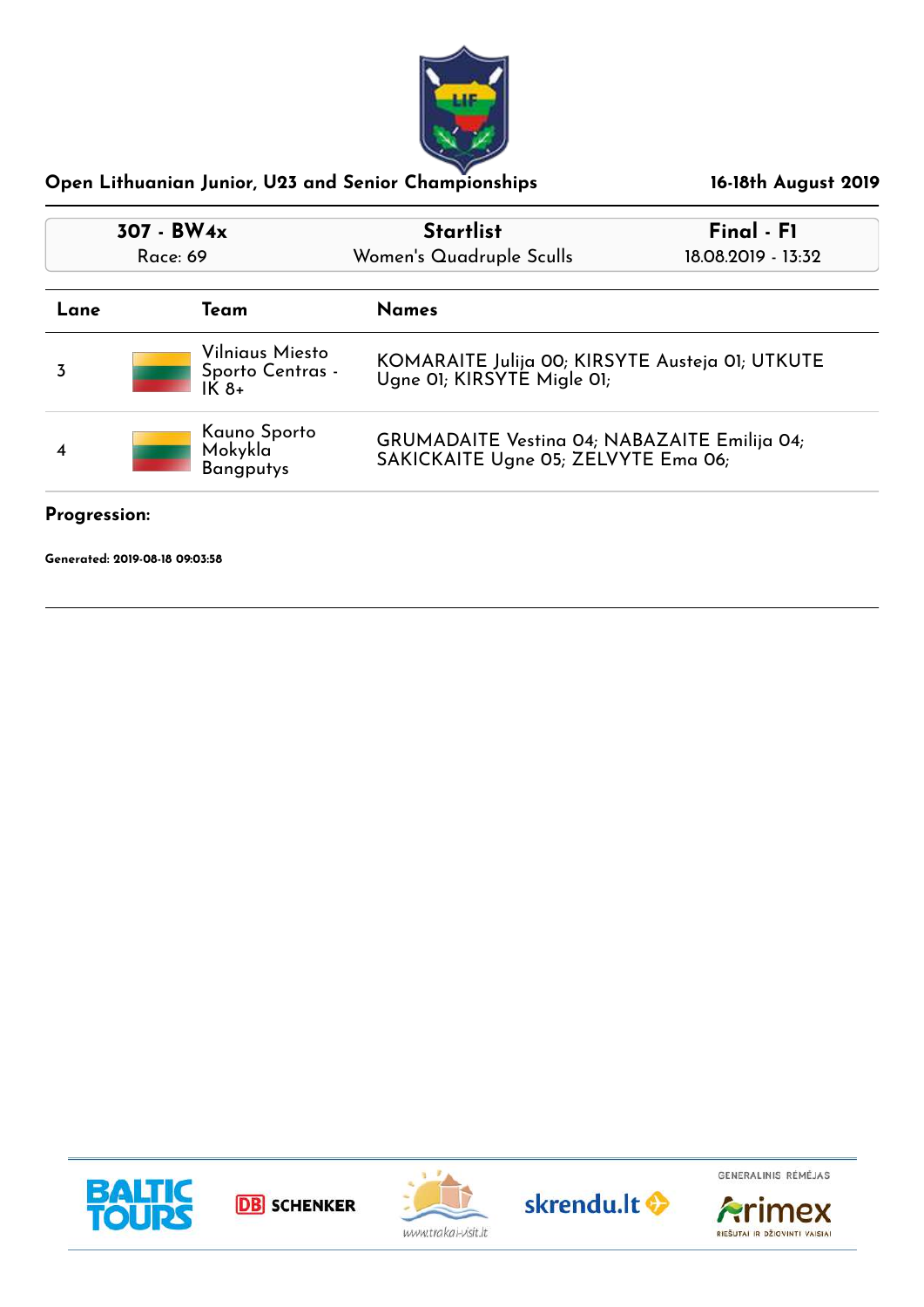## Open Lithuanian Junior, U23 and Senior Championships

**16-18th August 2019**

| 307 - BW4x | Startlist | Final - F1 |
| --- | --- | --- |
| Race: 69 | Women's Quadruple Sculls | 18.08.2019 - 13:32 |

| Lane | Team | Names |
| --- | --- | --- |
| 3 | Vilniaus Miesto Sporto Centras - IK 8+ | KOMARAITE Julija 00; KIRSYTE Austeja 01; UTKUTE Ugne 01; KIRSYTE Migle 01; |
| 4 | Kauno Sporto Mokykla Bangputys | GRUMADAITE Vestina 04; NABAZAITE Emilija 04; SAKICKAITE Ugne 05; ZELVYTE Ema 06; |

**Progression:**

**Generated: 2019-08-18 09:03:58**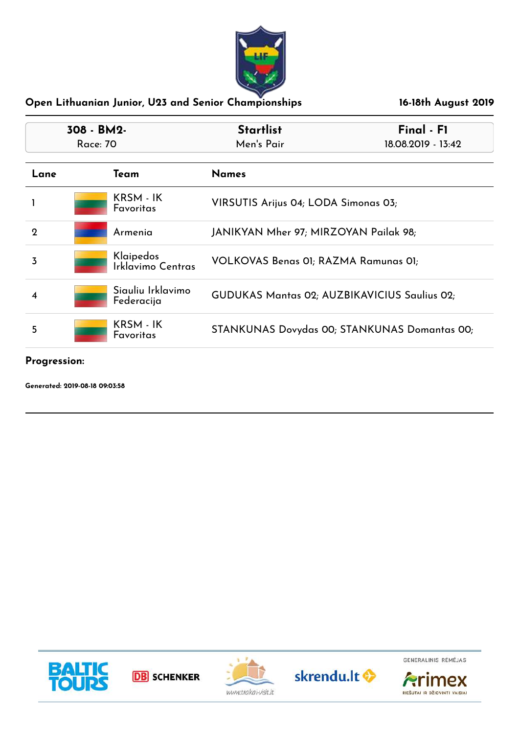## Open Lithuanian Junior, U23 and Senior Championships

**16-18th August 2019**

| 308 - BM2- | Startlist | Final - F1 |
|---|---|---|
| Race: 70 | Men's Pair | 18.08.2019 - 13:42 |

| Lane | Team | Names |
|---|---|---|
| 1 | KRSM - IK Favoritas | VIRSUTIS Arijus 04; LODA Simonas 03; |
| 2 | Armenia | JANIKYAN Mher 97; MIRZOYAN Pailak 98; |
| 3 | Klaipedos Irklavimo Centras | VOLKOVAS Benas 01; RAZMA Ramunas 01; |
| 4 | Siauliu Irklavimo Federacija | GUDUKAS Mantas 02; AUZBIKAVICIUS Saulius 02; |
| 5 | KRSM - IK Favoritas | STANKUNAS Dovydas 00; STANKUNAS Domantas 00; |

**Progression:**

**Generated: 2019-08-18 09:03:58**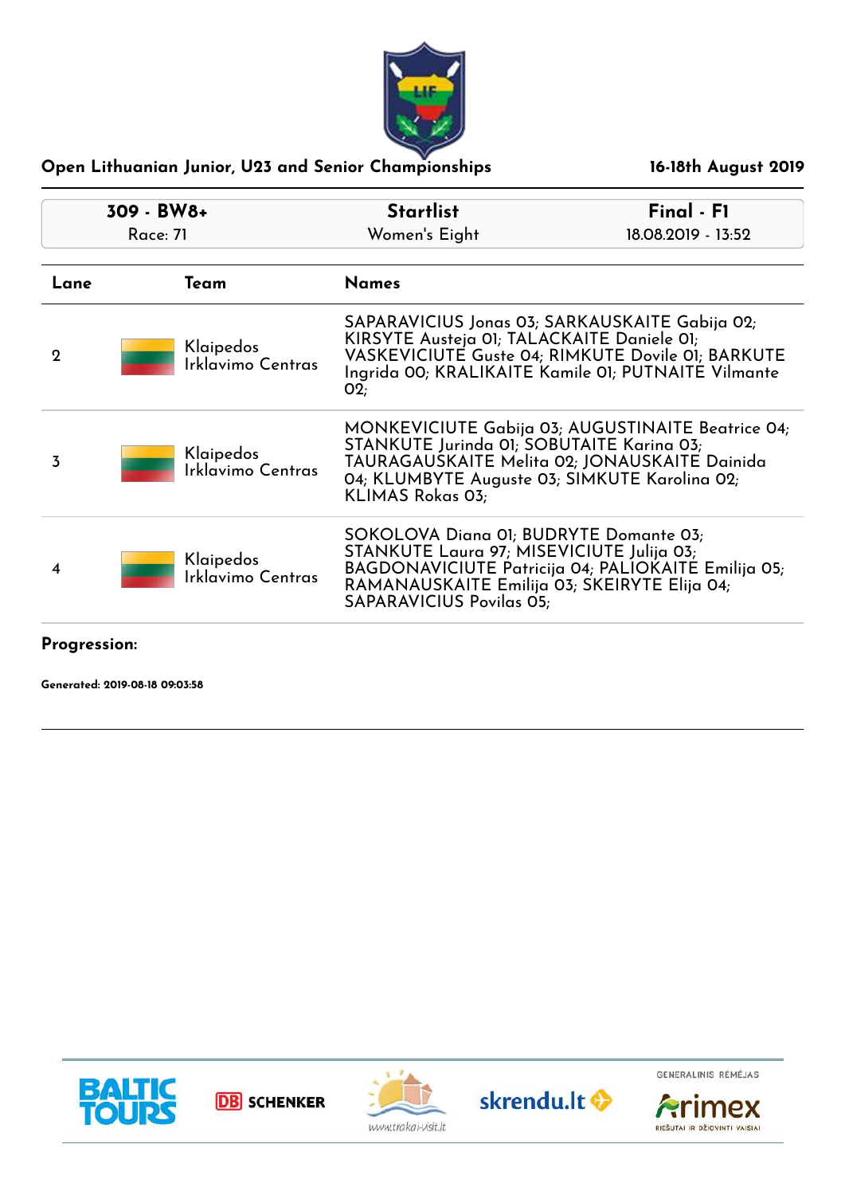## Open Lithuanian Junior, U23 and Senior Championships

16-18th August 2019

| 309 - BW8+ | Startlist | Final - F1 |
|---|---|---|
| Race: 71 | Women's Eight | 18.08.2019 - 13:52 |

| Lane | Team | Names |
|---|---|---|
| 2 | Klaipedos Irklavimo Centras | SAPARAVICIUS Jonas 03; SARKAUSKAITE Gabija 02; KIRSYTE Austeja 01; TALACKAITE Daniele 01; VASKEVICIUTE Guste 04; RIMKUTE Dovile 01; BARKUTE Ingrida 00; KRALIKAITE Kamile 01; PUTNAITE Vilmante 02; |
| 3 | Klaipedos Irklavimo Centras | MONKEVICIUTE Gabija 03; AUGUSTINAITE Beatrice 04; STANKUTE Jurinda 01; SOBUTAITE Karina 03; TAURAGAUSKAITE Melita 02; JONAUSKAITE Dainida 04; KLUMBYTE Auguste 03; SIMKUTE Karolina 02; KLIMAS Rokas 03; |
| 4 | Klaipedos Irklavimo Centras | SOKOLOVA Diana 01; BUDRYTE Domante 03; STANKUTE Laura 97; MISEVICIUTE Julija 03; BAGDONAVICIUTE Patricija 04; PALIOKAITE Emilija 05; RAMANAUSKAITE Emilija 03; SKEIRYTE Elija 04; SAPARAVICIUS Povilas 05; |

**Progression:**

**Generated: 2019-08-18 09:03:58**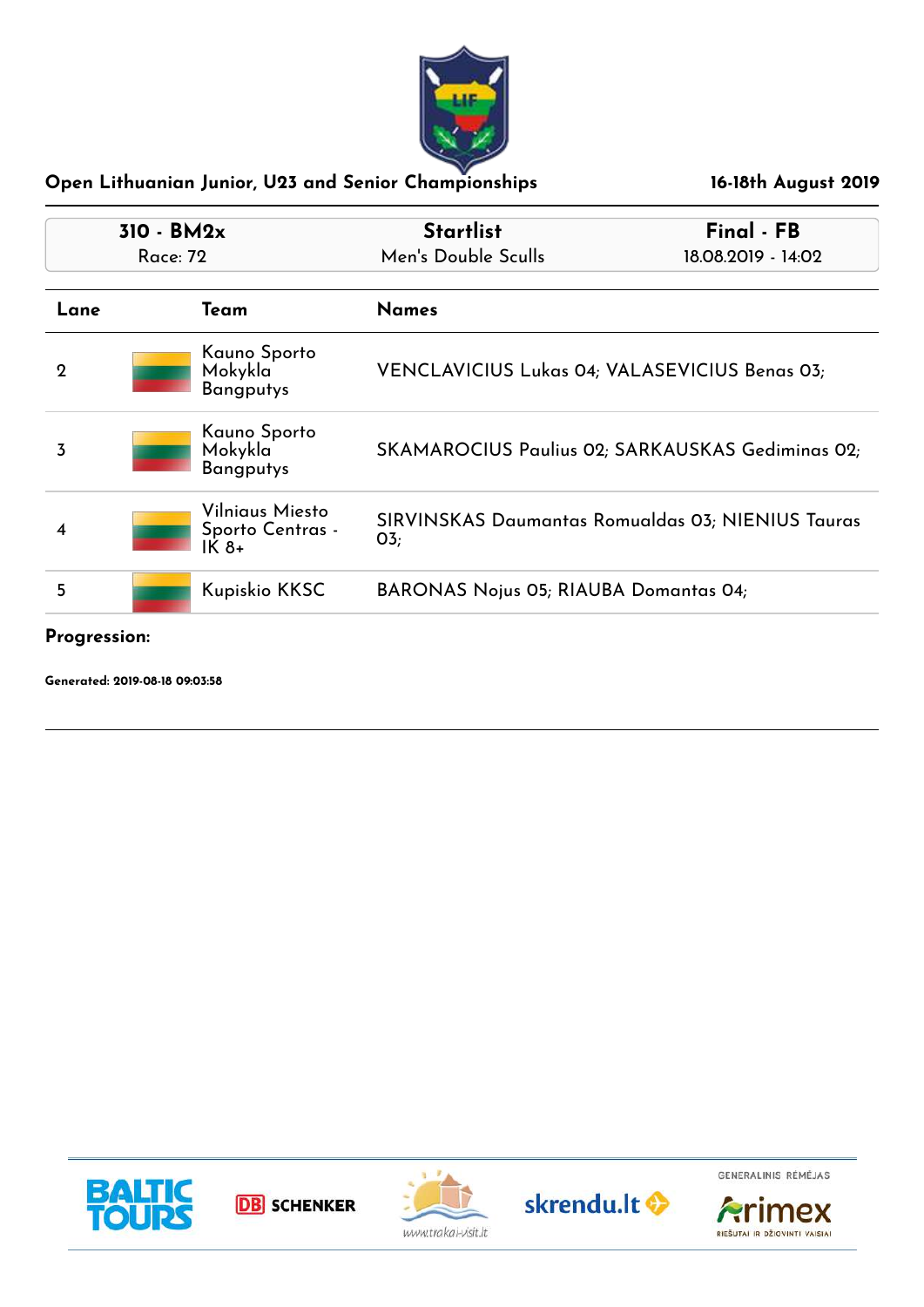## Open Lithuanian Junior, U23 and Senior Championships

16-18th August 2019

| 310 - BM2x | Startlist | Final - FB |
|---|---|---|
| Race: 72 | Men's Double Sculls | 18.08.2019 - 14:02 |

| Lane | Team | Names |
|---|---|---|
| 2 | Kauno Sporto Mokykla Bangputys | VENCLAVICIUS Lukas 04; VALASEVICIUS Benas 03; |
| 3 | Kauno Sporto Mokykla Bangputys | SKAMAROCIUS Paulius 02; SARKAUSKAS Gediminas 02; |
| 4 | Vilniaus Miesto Sporto Centras - IK 8+ | SIRVINSKAS Daumantas Romualdas 03; NIENIUS Tauras 03; |
| 5 | Kupiskio KKSC | BARONAS Nojus 05; RIAUBA Domantas 04; |

**Progression:**

**Generated: 2019-08-18 09:03:58**

BALTIC TOURS | DB SCHENKER | www.trakai-visit.lt | skrendu.lt | GENERALINIS RĖMĖJAS Arimex RIEŠUTAI IR DŽIOVINTI VAISIAI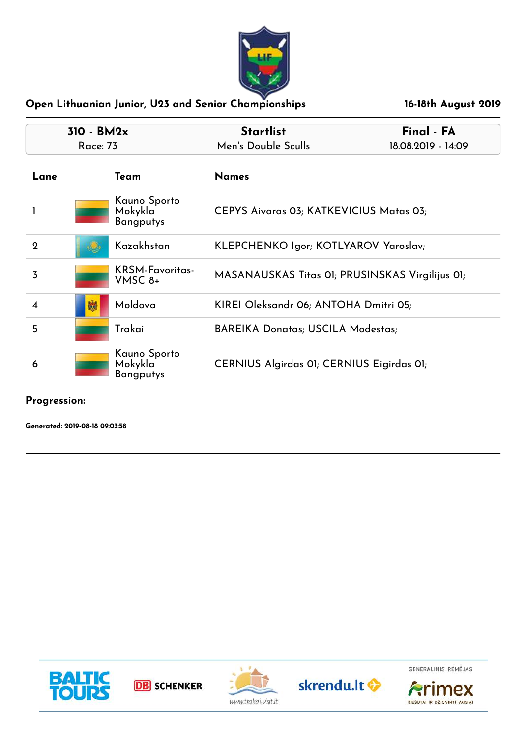## Open Lithuanian Junior, U23 and Senior Championships

**16-18th August 2019**

| 310 - BM2x | Startlist | Final - FA |
| --- | --- | --- |
| Race: 73 | Men's Double Sculls | 18.08.2019 - 14:09 |

| Lane | Team | Names |
| --- | --- | --- |
| 1 | Kauno Sporto Mokykla Bangputys | CEPYS Aivaras 03; KATKEVICIUS Matas 03; |
| 2 | Kazakhstan | KLEPCHENKO Igor; KOTLYAROV Yaroslav; |
| 3 | KRSM-Favoritas-VMSC 8+ | MASANAUSKAS Titas 01; PRUSINSKAS Virgilijus 01; |
| 4 | Moldova | KIREI Oleksandr 06; ANTOHA Dmitri 05; |
| 5 | Trakai | BAREIKA Donatas; USCILA Modestas; |
| 6 | Kauno Sporto Mokykla Bangputys | CERNIUS Algirdas 01; CERNIUS Eigirdas 01; |

**Progression:**

**Generated: 2019-08-18 09:03:58**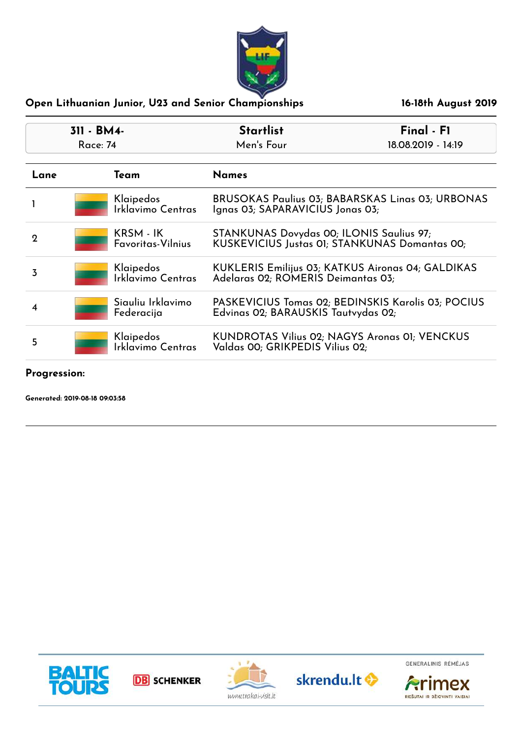## Open Lithuanian Junior, U23 and Senior Championships

**16-18th August 2019**

| **311 - BM4-** | **Startlist** | **Final - F1** |
| --- | --- | --- |
| Race: 74 | Men's Four | 18.08.2019 - 14:19 |

| Lane | Team | Names |
| --- | --- | --- |
| 1 | Klaipedos Irklavimo Centras | BRUSOKAS Paulius 03; BABARSKAS Linas 03; URBONAS Ignas 03; SAPARAVICIUS Jonas 03; |
| 2 | KRSM - IK Favoritas-Vilnius | STANKUNAS Dovydas 00; ILONIS Saulius 97; KUSKEVICIUS Justas 01; STANKUNAS Domantas 00; |
| 3 | Klaipedos Irklavimo Centras | KUKLERIS Emilijus 03; KATKUS Aironas 04; GALDIKAS Adelaras 02; ROMERIS Deimantas 03; |
| 4 | Siauliu Irklavimo Federacija | PASKEVICIUS Tomas 02; BEDINSKIS Karolis 03; POCIUS Edvinas 02; BARAUSKIS Tautvydas 02; |
| 5 | Klaipedos Irklavimo Centras | KUNDROTAS Vilius 02; NAGYS Aronas 01; VENCKUS Valdas 00; GRIKPEDIS Vilius 02; |

**Progression:**

**Generated: 2019-08-18 09:03:58**